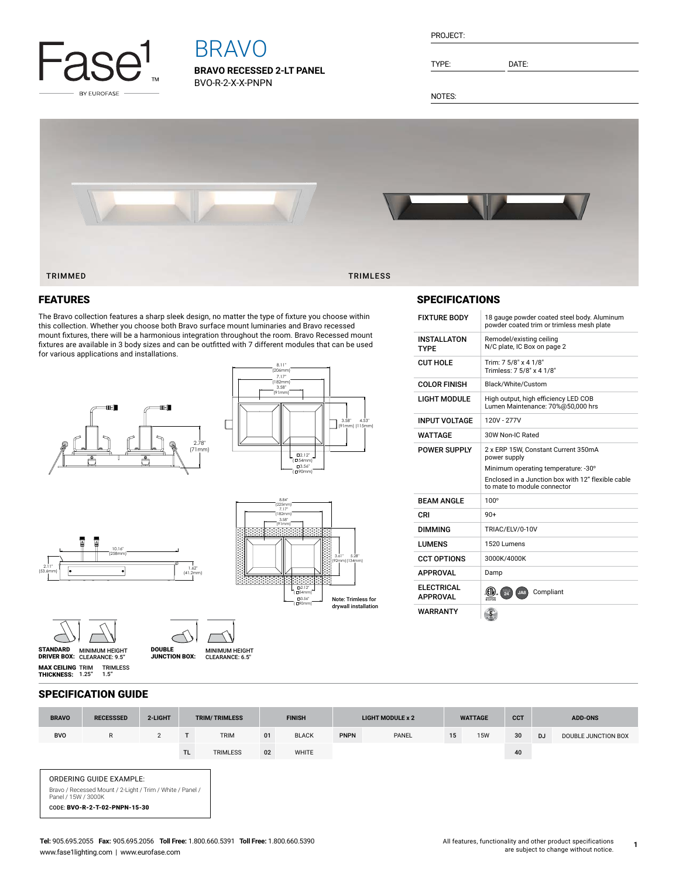Fase1 BY EUROFASE

# BRAVO

**BRAVO RECESSED 2-LT PANEL**
BVO-R-2-X-X-PNPN

PROJECT:

TYPE: DATE:

NOTES:

TRIMMED TRIMLESS

## FEATURES

The Bravo collection features a sharp sleek design, no matter the type of fixture you choose within this collection. Whether you choose both Bravo surface mount luminaries and Bravo recessed mount fixtures, there will be a harmonious integration throughout the room. Bravo Recessed mount fixtures are available in 3 body sizes and can be outfitted with 7 different modules that can be used for various applications and installations.

8.11" (206mm)
7.17" (182mm)
3.58" (91mm)
3.58" (91mm)
4.53" (115mm)
2.78" (71mm)
□2.12" (□54mm)
□3.56" (□90mm)

10.16" (258mm)
2.11" (53.6mm)
1.62" (41.2mm)

8.84" (225mm)
7.17" (182mm)
3.58" (91mm)
3.61" (92mm)
5.28" (134mm)
□2.12" (□54mm)
□3.56" (□90mm)

Note: Trimless for drywall installation

**STANDARD DRIVER BOX:** MINIMUM HEIGHT CLEARANCE: 9.5"

**DOUBLE JUNCTION BOX:** MINIMUM HEIGHT CLEARANCE: 6.5"

**MAX CEILING THICKNESS:** TRIM 1.25" TRIMLESS 1.5"

## SPECIFICATIONS

| | |
|---|---|
| FIXTURE BODY | 18 gauge powder coated steel body. Aluminum powder coated trim or trimless mesh plate |
| INSTALLATON TYPE | Remodel/existing ceiling<br>N/C plate, IC Box on page 2 |
| CUT HOLE | Trim: 7 5/8" x 4 1/8"<br>Trimless: 7 5/8" x 4 1/8" |
| COLOR FINISH | Black/White/Custom |
| LIGHT MODULE | High output, high efficiency LED COB<br>Lumen Maintenance: 70%@50,000 hrs |
| INPUT VOLTAGE | 120V - 277V |
| WATTAGE | 30W Non-IC Rated |
| POWER SUPPLY | 2 x ERP 15W, Constant Current 350mA power supply<br>Minimum operating temperature: -30°<br>Enclosed in a Junction box with 12" flexible cable to mate to module connector |
| BEAM ANGLE | 100° |
| CRI | 90+ |
| DIMMING | TRIAC/ELV/0-10V |
| LUMENS | 1520 Lumens |
| CCT OPTIONS | 3000K/4000K |
| APPROVAL | Damp |
| ELECTRICAL APPROVAL | Compliant |
| WARRANTY | |

## SPECIFICATION GUIDE

| BRAVO | RECESSSED | 2-LIGHT | TRIM/ TRIMLESS | | FINISH | | LIGHT MODULE x 2 | | WATTAGE | | CCT | ADD-ONS | |
|---|---|---|---|---|---|---|---|---|---|---|---|---|---|
| BVO | R | 2 | T | TRIM | 01 | BLACK | PNPN | PANEL | 15 | 15W | 30 | DJ | DOUBLE JUNCTION BOX |
| | | | TL | TRIMLESS | 02 | WHITE | | | | | 40 | | |

ORDERING GUIDE EXAMPLE:
Bravo / Recessed Mount / 2-Light / Trim / White / Panel / Panel / 15W / 3000K
CODE: **BVO-R-2-T-02-PNPN-15-30**

**Tel:** 905.695.2055 **Fax:** 905.695.2056 **Toll Free:** 1.800.660.5391 **Toll Free:** 1.800.660.5390
www.fase1lighting.com | www.eurofase.com

All features, functionality and other product specifications are subject to change without notice.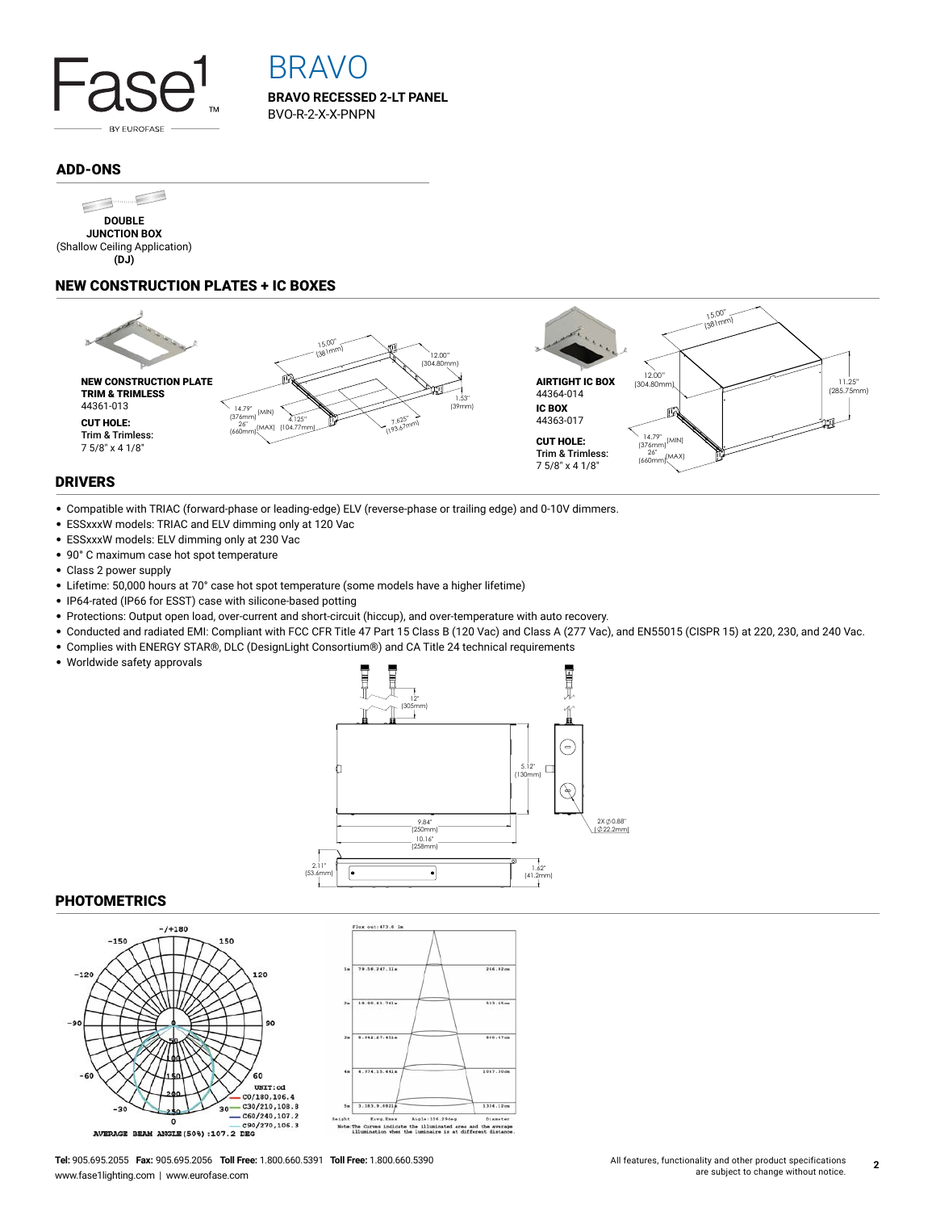Fase1™
BY EUROFASE

# BRAVO

**BRAVO RECESSED 2-LT PANEL**
BVO-R-2-X-X-PNPN

## ADD-ONS

**DOUBLE JUNCTION BOX**
(Shallow Ceiling Application)
**(DJ)**

## NEW CONSTRUCTION PLATES + IC BOXES

**NEW CONSTRUCTION PLATE TRIM & TRIMLESS**
44361-013

**CUT HOLE:**
Trim & Trimless:
7 5/8" x 4 1/8"

15.00" (381mm)
12.00" (304.80mm)
1.53" (39mm)
14.79" (376mm) (MIN)
26" (660mm) (MAX)
4.125" (104.77mm)
7.625" (193.67mm)

**AIRTIGHT IC BOX**
44364-014

**IC BOX**
44363-017

**CUT HOLE:**
Trim & Trimless:
7 5/8" x 4 1/8"

15.00" (381mm)
12.00" (304.80mm)
11.25" (285.75mm)
14.79" (376mm) (MIN)
26" (660mm) (MAX)

## DRIVERS

- Compatible with TRIAC (forward-phase or leading-edge) ELV (reverse-phase or trailing edge) and 0-10V dimmers.
- ESSxxxW models: TRIAC and ELV dimming only at 120 Vac
- ESSxxxW models: ELV dimming only at 230 Vac
- 90° C maximum case hot spot temperature
- Class 2 power supply
- Lifetime: 50,000 hours at 70° case hot spot temperature (some models have a higher lifetime)
- IP64-rated (IP66 for ESST) case with silicone-based potting
- Protections: Output open load, over-current and short-circuit (hiccup), and over-temperature with auto recovery.
- Conducted and radiated EMI: Compliant with FCC CFR Title 47 Part 15 Class B (120 Vac) and Class A (277 Vac), and EN55015 (CISPR 15) at 220, 230, and 240 Vac.
- Complies with ENERGY STAR®, DLC (DesignLight Consortium®) and CA Title 24 technical requirements
- Worldwide safety approvals

12" (305mm)
5.12" (130mm)
9.84" (250mm)
10.16" (258mm)
2X ⌀0.88" (⌀22.2mm)
2.11" (53.6mm)
1.62" (41.2mm)

## PHOTOMETRICS

UNIT:cd
C0/180,106.4
C30/210,108.8
C60/240,107.2
C90/270,106.3
AVERAGE BEAM ANGLE(50%):107.2 DEG

Flux out:473.6 lm
Angle:106.29deg
Note:The Curves indicate the illuminated area and the average illumination when the luminaire is at different distance.

**Tel:** 905.695.2055 **Fax:** 905.695.2056 **Toll Free:** 1.800.660.5391 **Toll Free:** 1.800.660.5390
www.fase1lighting.com | www.eurofase.com

All features, functionality and other product specifications are subject to change without notice.